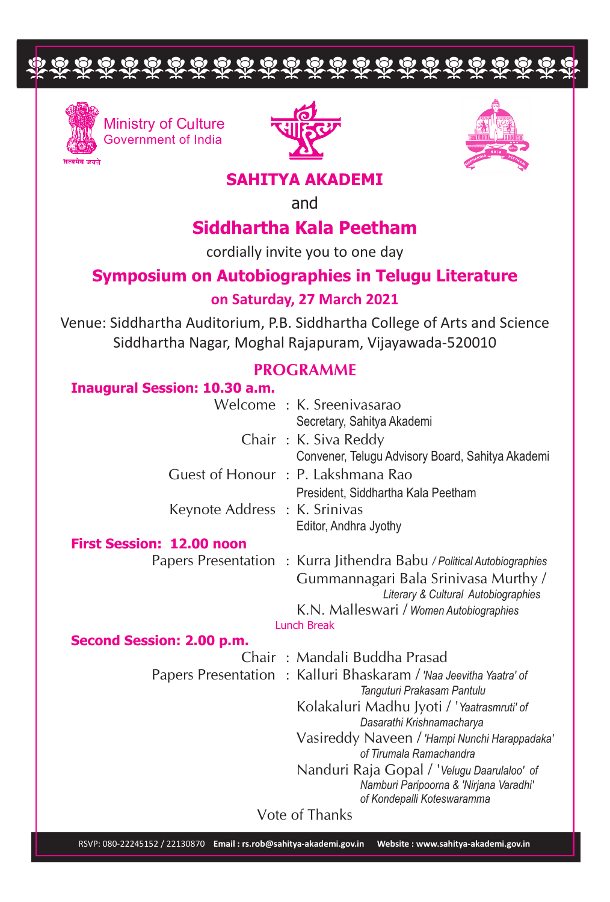Ministry of Culture
Government of India

सत्यमेव जयते

# SAHITYA AKADEMI

and

# Siddhartha Kala Peetham

cordially invite you to one day

## Symposium on Autobiographies in Telugu Literature

**on Saturday, 27 March 2021**

Venue: Siddhartha Auditorium, P.B. Siddhartha College of Arts and Science
Siddhartha Nagar, Moghal Rajapuram, Vijayawada-520010

## PROGRAMME

**Inaugural Session: 10.30 a.m.**

Welcome : K. Sreenivasarao
Secretary, Sahitya Akademi

Chair : K. Siva Reddy
Convener, Telugu Advisory Board, Sahitya Akademi

Guest of Honour : P. Lakshmana Rao
President, Siddhartha Kala Peetham

Keynote Address : K. Srinivas
Editor, Andhra Jyothy

**First Session: 12.00 noon**

Papers Presentation : Kurra Jithendra Babu / *Political Autobiographies*
Gummannagari Bala Srinivasa Murthy / *Literary & Cultural Autobiographies*
K.N. Malleswari / *Women Autobiographies*

Lunch Break

**Second Session: 2.00 p.m.**

Chair : Mandali Buddha Prasad

Papers Presentation : Kalluri Bhaskaram / *'Naa Jeevitha Yaatra' of Tanguturi Prakasam Pantulu*
Kolakaluri Madhu Jyoti / *'Yaatrasmruti' of Dasarathi Krishnamacharya*
Vasireddy Naveen / *'Hampi Nunchi Harappadaka' of Tirumala Ramachandra*
Nanduri Raja Gopal / *'Velugu Daarulaloo' of Namburi Paripoorna & 'Nirjana Varadhi' of Kondepalli Koteswaramma*

Vote of Thanks

RSVP: 080-22245152 / 22130870 **Email : rs.rob@sahitya-akademi.gov.in** **Website : www.sahitya-akademi.gov.in**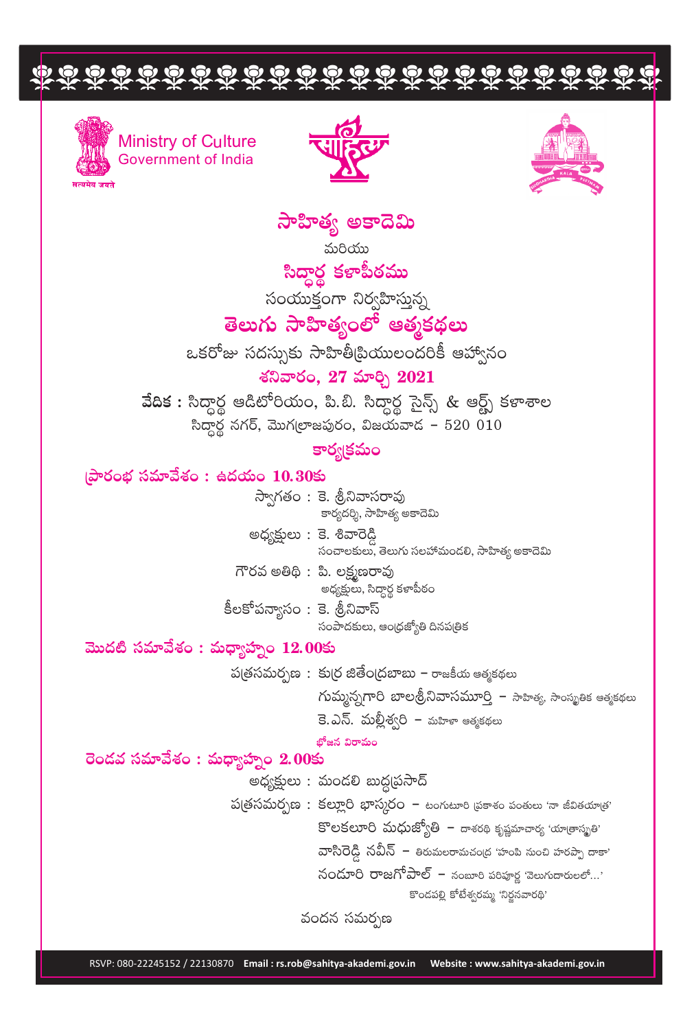Ministry of Culture
Government of India

సత్యమేవ జయతే

# సాహిత్య అకాదెమి

మరియు

# సిద్ధార్థ కళాపీఠము

సంయుక్తంగా నిర్వహిస్తున్న

# తెలుగు సాహిత్యంలో ఆత్మకథలు

ఒకరోజు సదస్సుకు సాహితీప్రియులందరికీ ఆహ్వానం

**శనివారం, 27 మార్చి 2021**

**వేదిక :** సిద్ధార్థ ఆడిటోరియం, పి.బి. సిద్ధార్థ సైన్స్ & ఆర్ట్స్ కళాశాల
సిద్ధార్థ నగర్, మొగల్రాజపురం, విజయవాడ – 520 010

## కార్యక్రమం

### ప్రారంభ సమావేశం : ఉదయం 10.30కు

స్వాగతం : కె. శ్రీనివాసరావు
కార్యదర్శి, సాహిత్య అకాదెమి

అధ్యక్షులు : కె. శివారెడ్డి
సంచాలకులు, తెలుగు సలహామండలి, సాహిత్య అకాదెమి

గౌరవ అతిథి : పి. లక్ష్మణరావు
అధ్యక్షులు, సిద్ధార్థ కళాపీఠం

కీలకోపన్యాసం : కె. శ్రీనివాస్
సంపాదకులు, ఆంధ్రజ్యోతి దినపత్రిక

### మొదటి సమావేశం : మధ్యాహ్నం 12.00కు

పత్రసమర్పణ : కుర్ర జితేంద్రబాబు – రాజకీయ ఆత్మకథలు
గుమ్మన్నగారి బాలశ్రీనివాసమూర్తి – సాహిత్య, సాంస్కృతిక ఆత్మకథలు
కె.ఎన్. మల్లీశ్వరి – మహిళా ఆత్మకథలు

భోజన విరామం

### రెండవ సమావేశం : మధ్యాహ్నం 2.00కు

అధ్యక్షులు : మండలి బుద్ధప్రసాద్

పత్రసమర్పణ : కల్లూరి భాస్కరం – టంగుటూరి ప్రకాశం పంతులు 'నా జీవితయాత్ర'
కొలకలూరి మధుజ్యోతి – దాశరథి కృష్ణమాచార్య 'యాత్రాస్మృతి'
వాసిరెడ్డి నవీన్ – తిరుమలరామచంద్ర 'హంపి నుంచి హరప్పా దాకా'
నండూరి రాజగోపాల్ – నంబూరి పరిపూర్ణ 'వెలుగుదారులలో...'
కొండపల్లి కోటేశ్వరమ్మ 'నిర్జనవారధి'

వందన సమర్పణ

RSVP: 080-22245152 / 22130870 **Email : rs.rob@sahitya-akademi.gov.in** **Website : www.sahitya-akademi.gov.in**